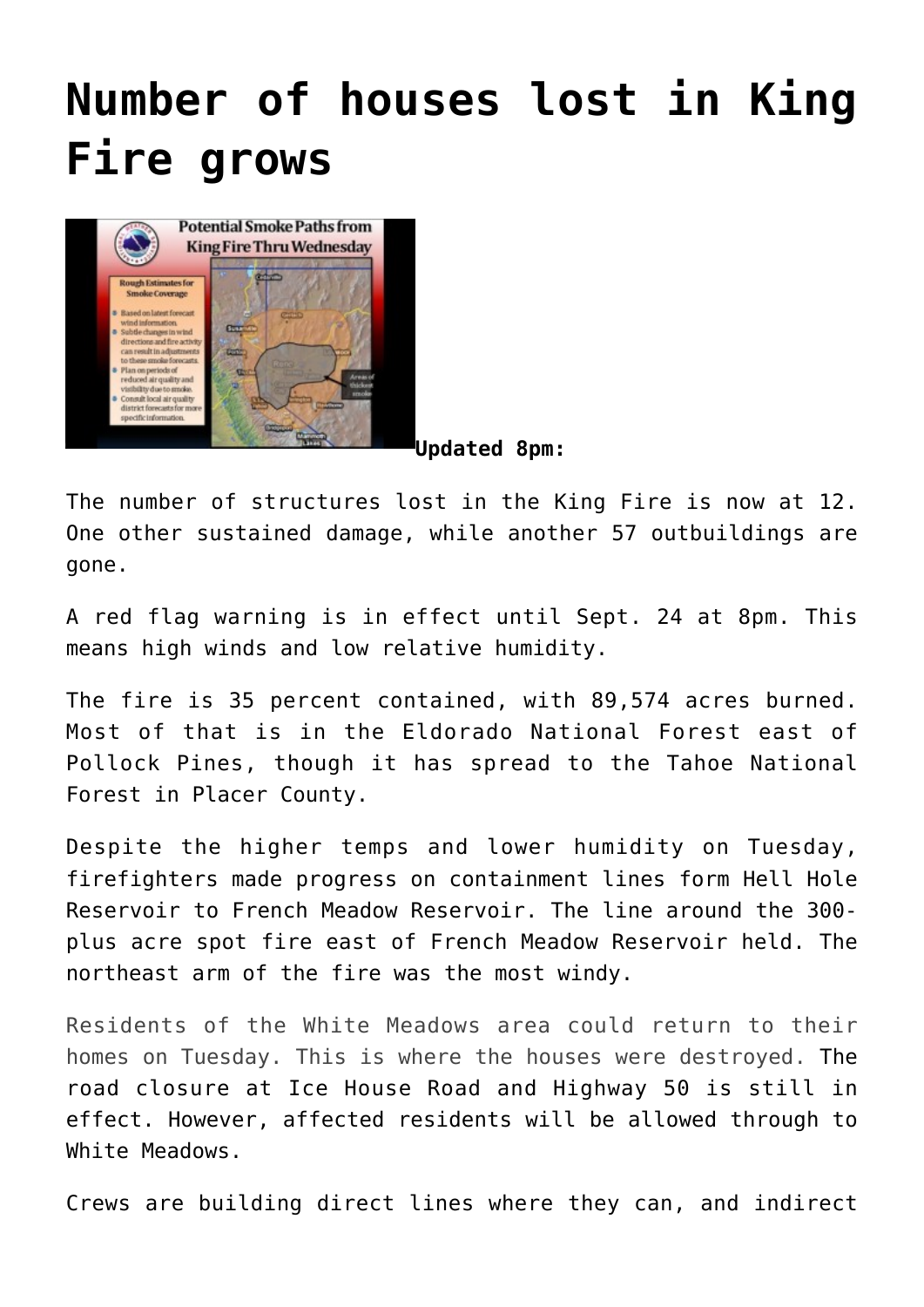# Number of houses lost in King Fire grows

**Updated 8pm:**

The number of structures lost in the King Fire is now at 12. One other sustained damage, while another 57 outbuildings are gone.

A red flag warning is in effect until Sept. 24 at 8pm. This means high winds and low relative humidity.

The fire is 35 percent contained, with 89,574 acres burned. Most of that is in the Eldorado National Forest east of Pollock Pines, though it has spread to the Tahoe National Forest in Placer County.

Despite the higher temps and lower humidity on Tuesday, firefighters made progress on containment lines form Hell Hole Reservoir to French Meadow Reservoir. The line around the 300-plus acre spot fire east of French Meadow Reservoir held. The northeast arm of the fire was the most windy.

Residents of the White Meadows area could return to their homes on Tuesday. This is where the houses were destroyed. The road closure at Ice House Road and Highway 50 is still in effect. However, affected residents will be allowed through to White Meadows.

Crews are building direct lines where they can, and indirect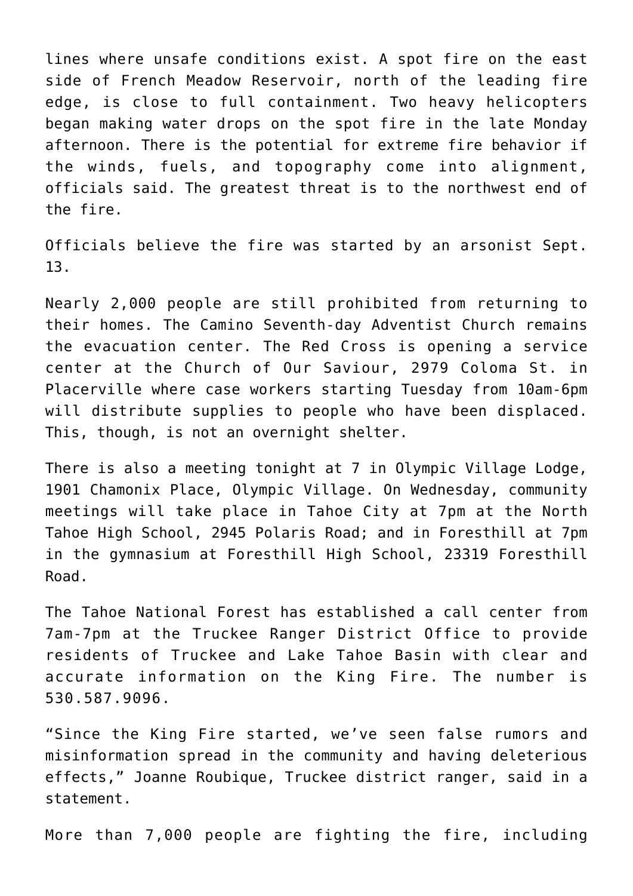lines where unsafe conditions exist. A spot fire on the east side of French Meadow Reservoir, north of the leading fire edge, is close to full containment. Two heavy helicopters began making water drops on the spot fire in the late Monday afternoon. There is the potential for extreme fire behavior if the winds, fuels, and topography come into alignment, officials said. The greatest threat is to the northwest end of the fire.

Officials believe the fire was started by an arsonist Sept. 13.

Nearly 2,000 people are still prohibited from returning to their homes. The Camino Seventh-day Adventist Church remains the evacuation center. The Red Cross is opening a service center at the Church of Our Saviour, 2979 Coloma St. in Placerville where case workers starting Tuesday from 10am-6pm will distribute supplies to people who have been displaced. This, though, is not an overnight shelter.

There is also a meeting tonight at 7 in Olympic Village Lodge, 1901 Chamonix Place, Olympic Village. On Wednesday, community meetings will take place in Tahoe City at 7pm at the North Tahoe High School, 2945 Polaris Road; and in Foresthill at 7pm in the gymnasium at Foresthill High School, 23319 Foresthill Road.

The Tahoe National Forest has established a call center from 7am-7pm at the Truckee Ranger District Office to provide residents of Truckee and Lake Tahoe Basin with clear and accurate information on the King Fire. The number is 530.587.9096.

"Since the King Fire started, we've seen false rumors and misinformation spread in the community and having deleterious effects," Joanne Roubique, Truckee district ranger, said in a statement.

More than 7,000 people are fighting the fire, including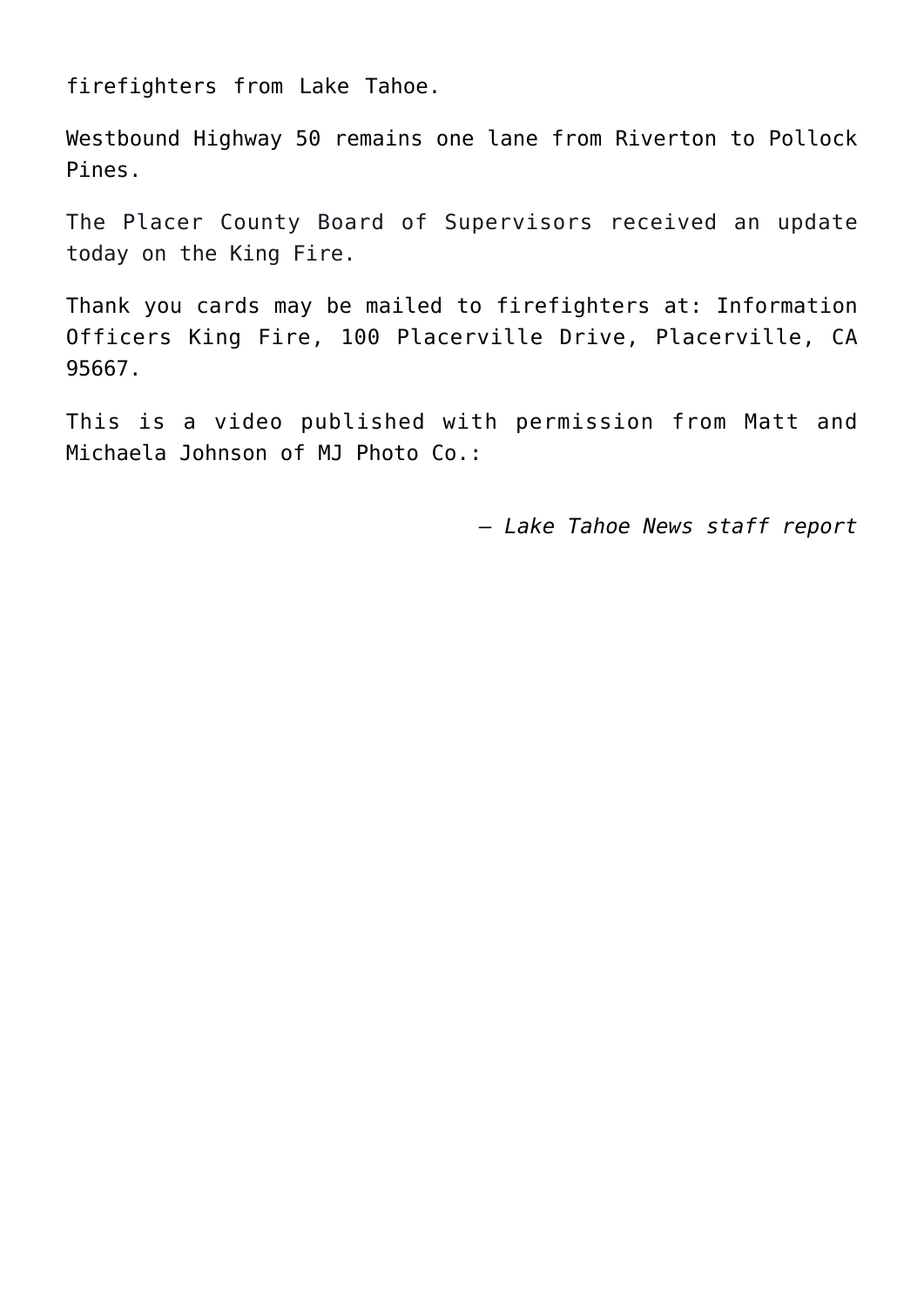firefighters from Lake Tahoe.

Westbound Highway 50 remains one lane from Riverton to Pollock Pines.

The Placer County Board of Supervisors received an update today on the King Fire.

Thank you cards may be mailed to firefighters at: Information Officers King Fire, 100 Placerville Drive, Placerville, CA 95667.

This is a video published with permission from Matt and Michaela Johnson of MJ Photo Co.:

*— Lake Tahoe News staff report*